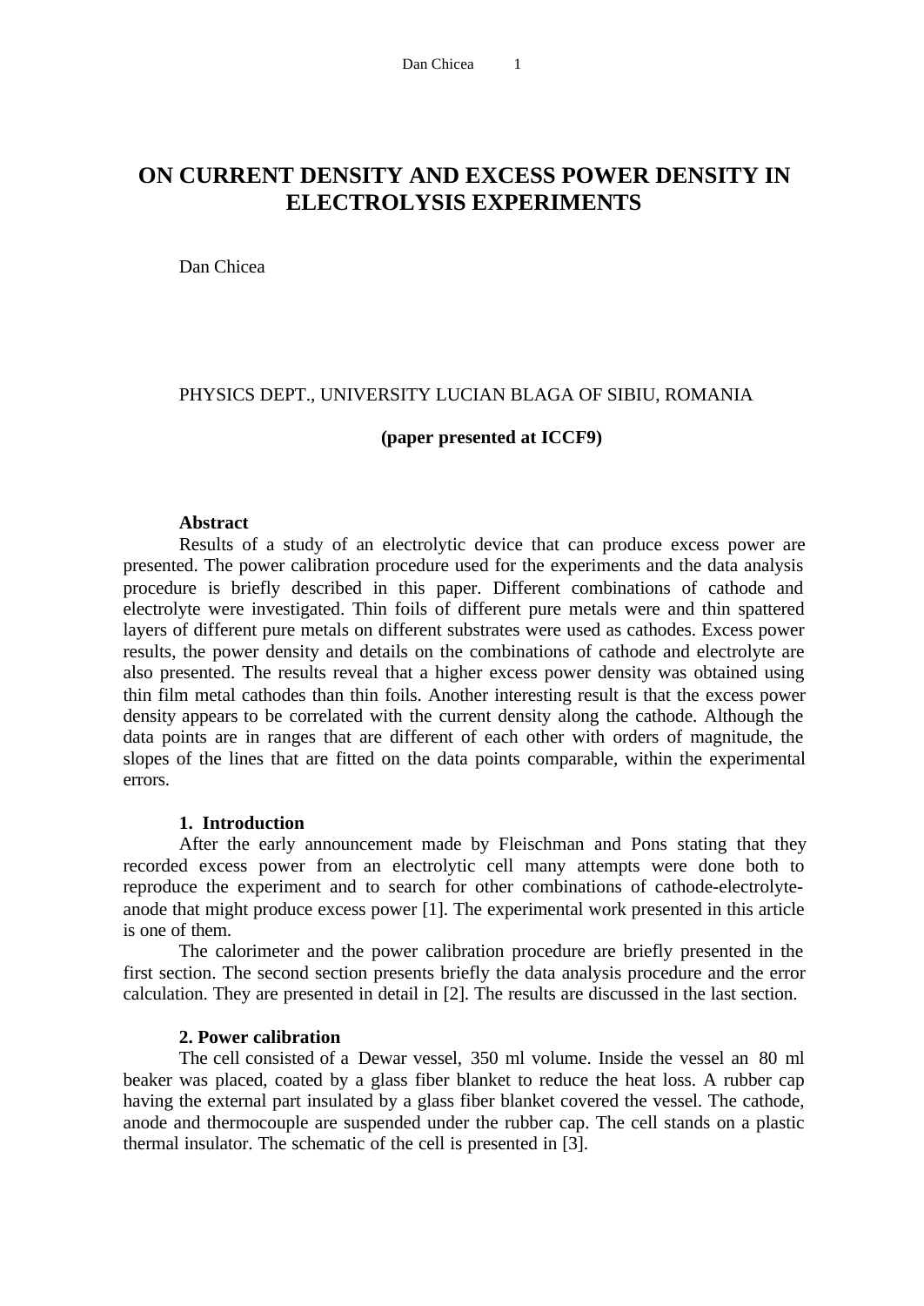# ON CURRENT DENSITY AND EXCESS POWER DENSITY IN ELECTROLYSIS EXPERIMENTS

Dan Chicea

PHYSICS DEPT., UNIVERSITY LUCIAN BLAGA OF SIBIU, ROMANIA

**(paper presented at ICCF9)**

**Abstract**

Results of a study of an electrolytic device that can produce excess power are presented. The power calibration procedure used for the experiments and the data analysis procedure is briefly described in this paper. Different combinations of cathode and electrolyte were investigated. Thin foils of different pure metals were and thin spattered layers of different pure metals on different substrates were used as cathodes. Excess power results, the power density and details on the combinations of cathode and electrolyte are also presented. The results reveal that a higher excess power density was obtained using thin film metal cathodes than thin foils. Another interesting result is that the excess power density appears to be correlated with the current density along the cathode. Although the data points are in ranges that are different of each other with orders of magnitude, the slopes of the lines that are fitted on the data points comparable, within the experimental errors.

## 1. Introduction

After the early announcement made by Fleischman and Pons stating that they recorded excess power from an electrolytic cell many attempts were done both to reproduce the experiment and to search for other combinations of cathode-electrolyte-anode that might produce excess power [1]. The experimental work presented in this article is one of them.

The calorimeter and the power calibration procedure are briefly presented in the first section. The second section presents briefly the data analysis procedure and the error calculation. They are presented in detail in [2]. The results are discussed in the last section.

## 2. Power calibration

The cell consisted of a Dewar vessel, 350 ml volume. Inside the vessel an 80 ml beaker was placed, coated by a glass fiber blanket to reduce the heat loss. A rubber cap having the external part insulated by a glass fiber blanket covered the vessel. The cathode, anode and thermocouple are suspended under the rubber cap. The cell stands on a plastic thermal insulator. The schematic of the cell is presented in [3].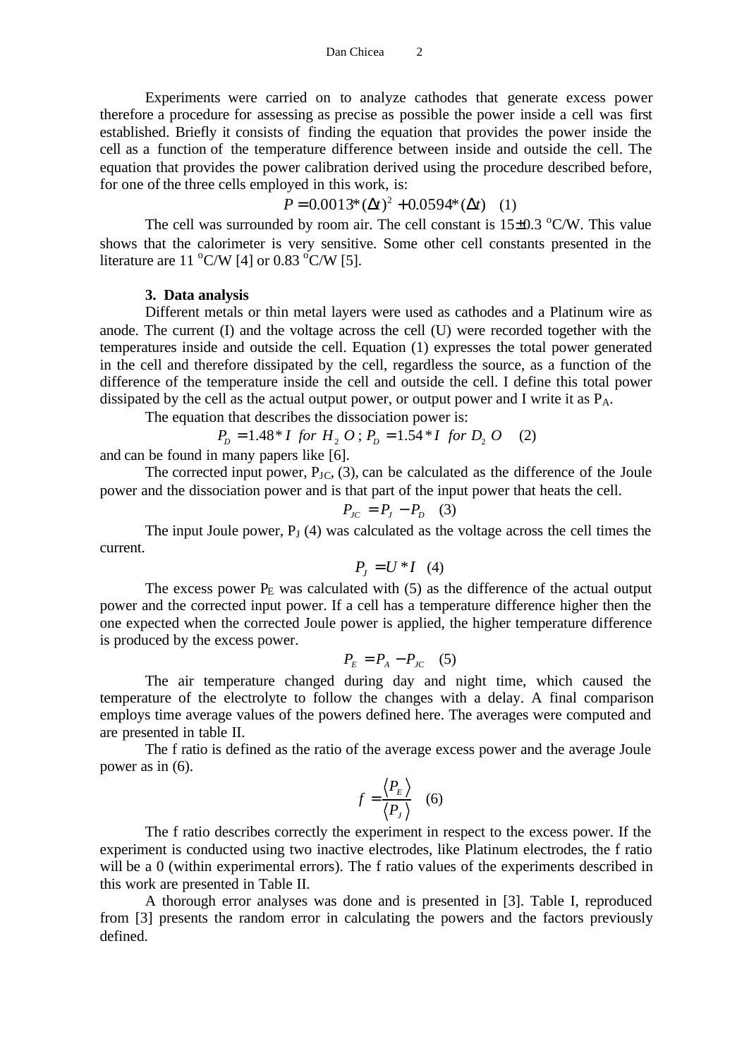Experiments were carried on to analyze cathodes that generate excess power therefore a procedure for assessing as precise as possible the power inside a cell was first established. Briefly it consists of finding the equation that provides the power inside the cell as a function of the temperature difference between inside and outside the cell. The equation that provides the power calibration derived using the procedure described before, for one of the three cells employed in this work, is:

$$P = 0.0013 * (\Delta t)^2 + 0.0594 * (\Delta t) \quad (1)$$

The cell was surrounded by room air. The cell constant is 15±0.3 $^{o}$C/W. This value shows that the calorimeter is very sensitive. Some other cell constants presented in the literature are 11 $^{o}$C/W [4] or 0.83 $^{o}$C/W [5].

### 3. Data analysis

Different metals or thin metal layers were used as cathodes and a Platinum wire as anode. The current (I) and the voltage across the cell (U) were recorded together with the temperatures inside and outside the cell. Equation (1) expresses the total power generated in the cell and therefore dissipated by the cell, regardless the source, as a function of the difference of the temperature inside the cell and outside the cell. I define this total power dissipated by the cell as the actual output power, or output power and I write it as $P_A$.

The equation that describes the dissociation power is:

$$P_D = 1.48 * I \ \ for \ H_2O \, ; P_D = 1.54 * I \ \ for \ D_2O \quad (2)$$

and can be found in many papers like [6].

The corrected input power, $P_{JC}$, (3), can be calculated as the difference of the Joule power and the dissociation power and is that part of the input power that heats the cell.

$$P_{JC} = P_J - P_D \quad (3)$$

The input Joule power, $P_J$ (4) was calculated as the voltage across the cell times the current.

$$P_J = U * I \quad (4)$$

The excess power $P_E$ was calculated with (5) as the difference of the actual output power and the corrected input power. If a cell has a temperature difference higher then the one expected when the corrected Joule power is applied, the higher temperature difference is produced by the excess power.

$$P_E = P_A - P_{JC} \quad (5)$$

The air temperature changed during day and night time, which caused the temperature of the electrolyte to follow the changes with a delay. A final comparison employs time average values of the powers defined here. The averages were computed and are presented in table II.

The f ratio is defined as the ratio of the average excess power and the average Joule power as in (6).

$$f = \frac{\langle P_E \rangle}{\langle P_J \rangle} \quad (6)$$

The f ratio describes correctly the experiment in respect to the excess power. If the experiment is conducted using two inactive electrodes, like Platinum electrodes, the f ratio will be a 0 (within experimental errors). The f ratio values of the experiments described in this work are presented in Table II.

A thorough error analyses was done and is presented in [3]. Table I, reproduced from [3] presents the random error in calculating the powers and the factors previously defined.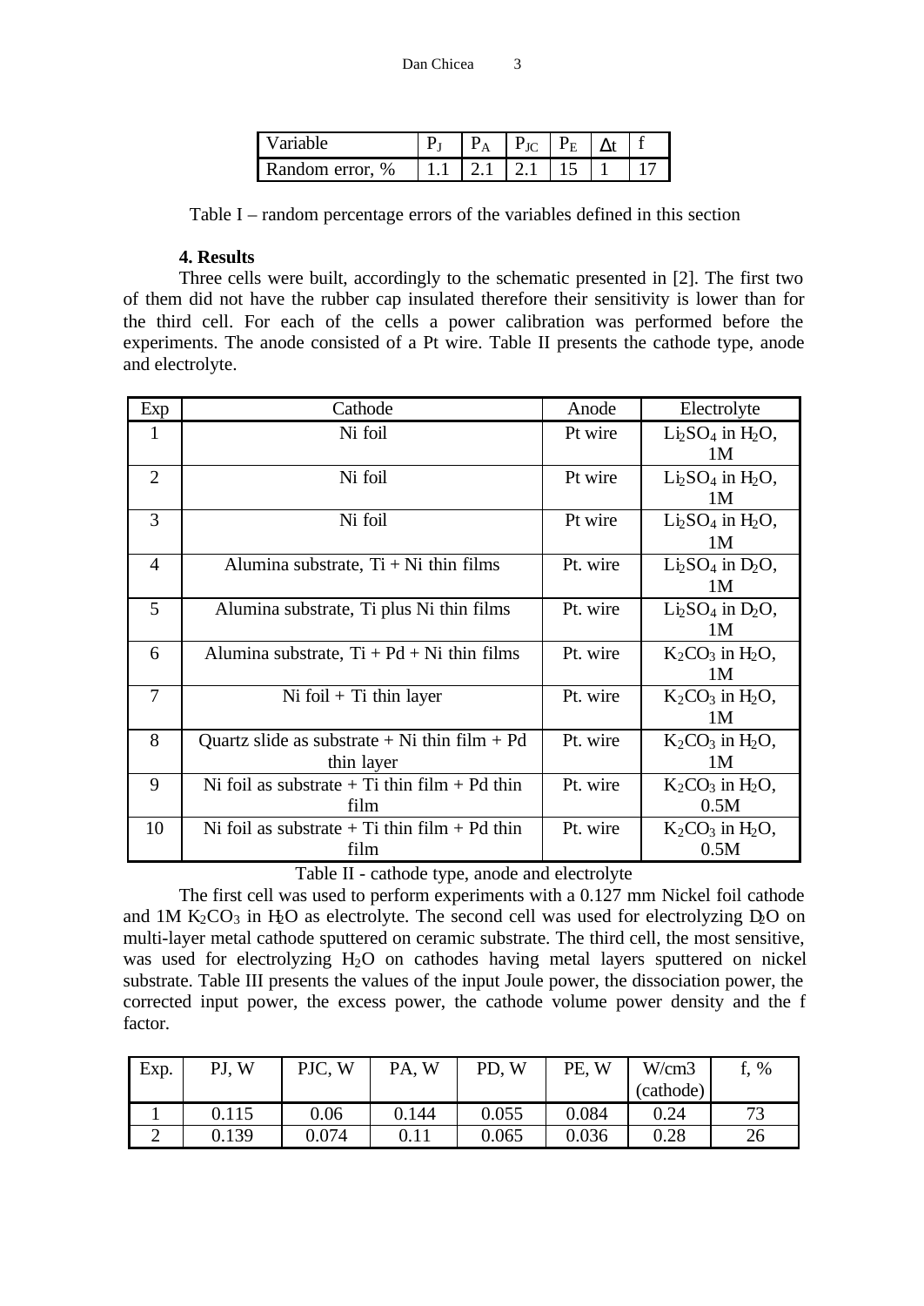| Variable | $P_J$ | $P_A$ | $P_{JC}$ | $P_E$ | $\Delta t$ | f |
|---|---|---|---|---|---|---|
| Random error, % | 1.1 | 2.1 | 2.1 | 15 | 1 | 17 |

Table I – random percentage errors of the variables defined in this section

### 4. Results

Three cells were built, accordingly to the schematic presented in [2]. The first two of them did not have the rubber cap insulated therefore their sensitivity is lower than for the third cell. For each of the cells a power calibration was performed before the experiments. The anode consisted of a Pt wire. Table II presents the cathode type, anode and electrolyte.

| Exp | Cathode | Anode | Electrolyte |
|---|---|---|---|
| 1 | Ni foil | Pt wire | $Li_2SO_4$ in $H_2O$, 1M |
| 2 | Ni foil | Pt wire | $Li_2SO_4$ in $H_2O$, 1M |
| 3 | Ni foil | Pt wire | $Li_2SO_4$ in $H_2O$, 1M |
| 4 | Alumina substrate, Ti + Ni thin films | Pt. wire | $Li_2SO_4$ in $D_2O$, 1M |
| 5 | Alumina substrate, Ti plus Ni thin films | Pt. wire | $Li_2SO_4$ in $D_2O$, 1M |
| 6 | Alumina substrate, Ti + Pd + Ni thin films | Pt. wire | $K_2CO_3$ in $H_2O$, 1M |
| 7 | Ni foil + Ti thin layer | Pt. wire | $K_2CO_3$ in $H_2O$, 1M |
| 8 | Quartz slide as substrate + Ni thin film + Pd thin layer | Pt. wire | $K_2CO_3$ in $H_2O$, 1M |
| 9 | Ni foil as substrate + Ti thin film + Pd thin film | Pt. wire | $K_2CO_3$ in $H_2O$, 0.5M |
| 10 | Ni foil as substrate + Ti thin film + Pd thin film | Pt. wire | $K_2CO_3$ in $H_2O$, 0.5M |

Table II - cathode type, anode and electrolyte

The first cell was used to perform experiments with a 0.127 mm Nickel foil cathode and 1M $K_2CO_3$ in $H_2O$ as electrolyte. The second cell was used for electrolyzing $D_2O$ on multi-layer metal cathode sputtered on ceramic substrate. The third cell, the most sensitive, was used for electrolyzing $H_2O$ on cathodes having metal layers sputtered on nickel substrate. Table III presents the values of the input Joule power, the dissociation power, the corrected input power, the excess power, the cathode volume power density and the f factor.

| Exp. | PJ, W | PJC, W | PA, W | PD, W | PE, W | W/cm3 (cathode) | f, % |
|---|---|---|---|---|---|---|---|
| 1 | 0.115 | 0.06 | 0.144 | 0.055 | 0.084 | 0.24 | 73 |
| 2 | 0.139 | 0.074 | 0.11 | 0.065 | 0.036 | 0.28 | 26 |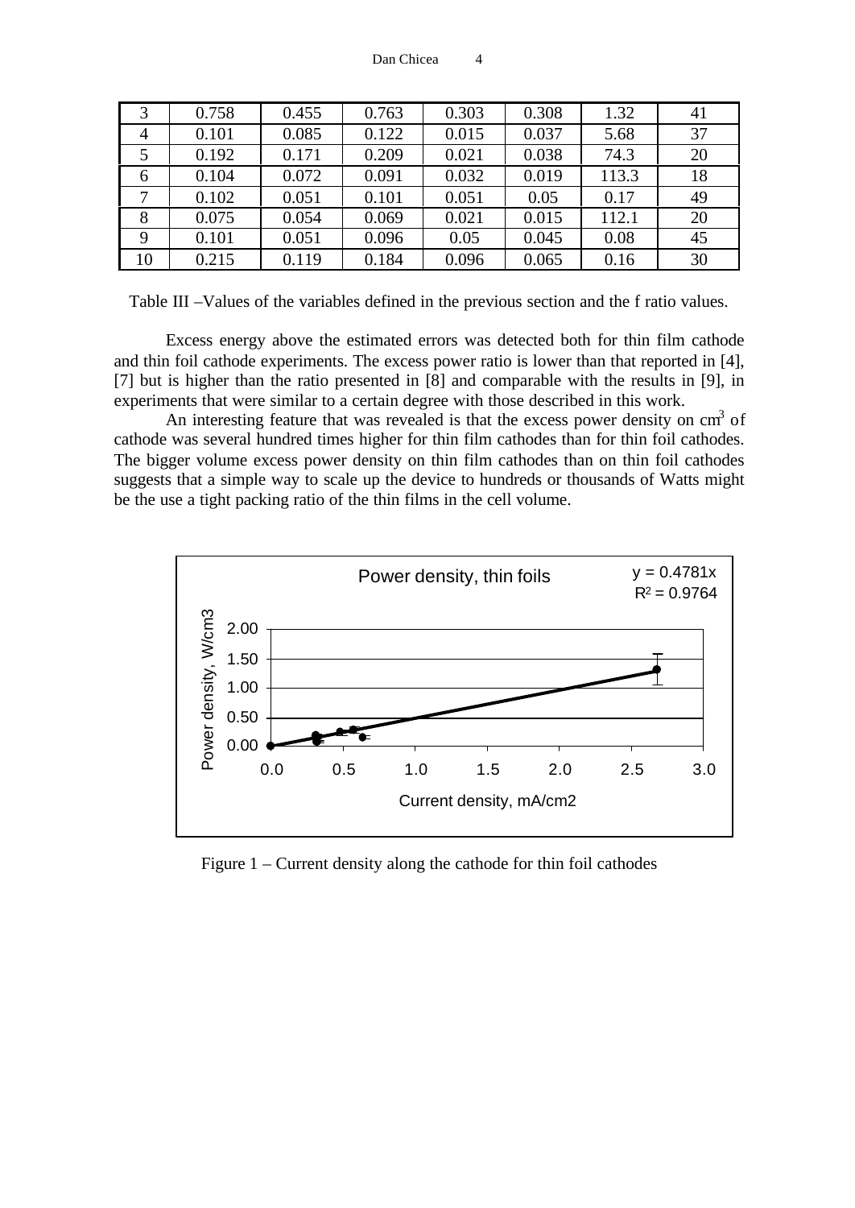| | | | | | | |
|---|---|---|---|---|---|---|
| 3 | 0.758 | 0.455 | 0.763 | 0.303 | 0.308 | 1.32 | 41 |
| 4 | 0.101 | 0.085 | 0.122 | 0.015 | 0.037 | 5.68 | 37 |
| 5 | 0.192 | 0.171 | 0.209 | 0.021 | 0.038 | 74.3 | 20 |
| 6 | 0.104 | 0.072 | 0.091 | 0.032 | 0.019 | 113.3 | 18 |
| 7 | 0.102 | 0.051 | 0.101 | 0.051 | 0.05 | 0.17 | 49 |
| 8 | 0.075 | 0.054 | 0.069 | 0.021 | 0.015 | 112.1 | 20 |
| 9 | 0.101 | 0.051 | 0.096 | 0.05 | 0.045 | 0.08 | 45 |
| 10 | 0.215 | 0.119 | 0.184 | 0.096 | 0.065 | 0.16 | 30 |

Table III –Values of the variables defined in the previous section and the f ratio values.

Excess energy above the estimated errors was detected both for thin film cathode and thin foil cathode experiments. The excess power ratio is lower than that reported in [4], [7] but is higher than the ratio presented in [8] and comparable with the results in [9], in experiments that were similar to a certain degree with those described in this work.

An interesting feature that was revealed is that the excess power density on $cm^3$ of cathode was several hundred times higher for thin film cathodes than for thin foil cathodes. The bigger volume excess power density on thin film cathodes than on thin foil cathodes suggests that a simple way to scale up the device to hundreds or thousands of Watts might be the use a tight packing ratio of the thin films in the cell volume.

Figure 1 – Current density along the cathode for thin foil cathodes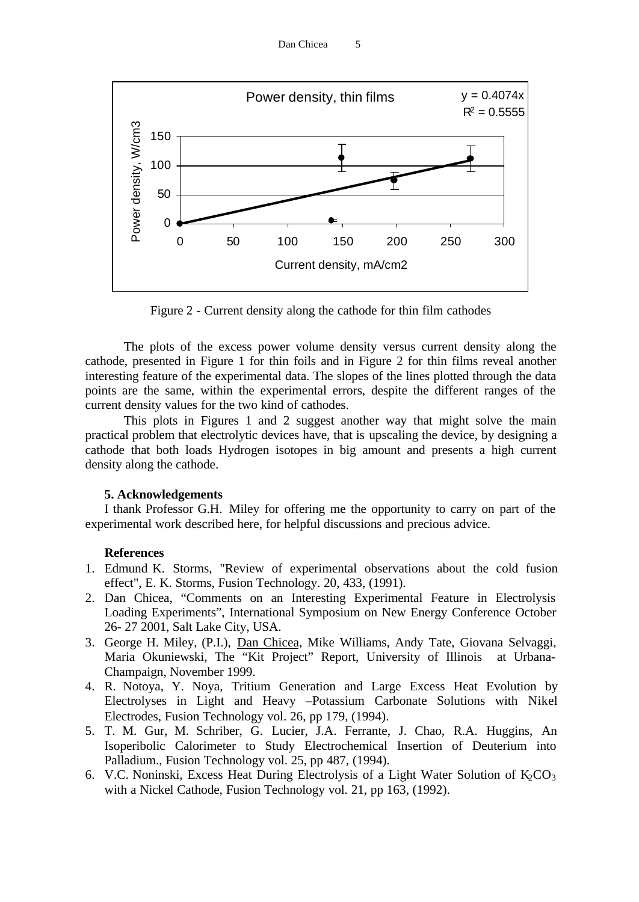Figure 2 - Current density along the cathode for thin film cathodes

The plots of the excess power volume density versus current density along the cathode, presented in Figure 1 for thin foils and in Figure 2 for thin films reveal another interesting feature of the experimental data. The slopes of the lines plotted through the data points are the same, within the experimental errors, despite the different ranges of the current density values for the two kind of cathodes.

This plots in Figures 1 and 2 suggest another way that might solve the main practical problem that electrolytic devices have, that is upscaling the device, by designing a cathode that both loads Hydrogen isotopes in big amount and presents a high current density along the cathode.

### 5. Acknowledgements

I thank Professor G.H. Miley for offering me the opportunity to carry on part of the experimental work described here, for helpful discussions and precious advice.

### References

1. Edmund K. Storms, "Review of experimental observations about the cold fusion effect", E. K. Storms, Fusion Technology. 20, 433, (1991).
2. Dan Chicea, “Comments on an Interesting Experimental Feature in Electrolysis Loading Experiments”, International Symposium on New Energy Conference October 26- 27 2001, Salt Lake City, USA.
3. George H. Miley, (P.I.), Dan Chicea, Mike Williams, Andy Tate, Giovana Selvaggi, Maria Okuniewski, The “Kit Project” Report, University of Illinois at Urbana-Champaign, November 1999.
4. R. Notoya, Y. Noya, Tritium Generation and Large Excess Heat Evolution by Electrolyses in Light and Heavy –Potassium Carbonate Solutions with Nikel Electrodes, Fusion Technology vol. 26, pp 179, (1994).
5. T. M. Gur, M. Schriber, G. Lucier, J.A. Ferrante, J. Chao, R.A. Huggins, An Isoperibolic Calorimeter to Study Electrochemical Insertion of Deuterium into Palladium., Fusion Technology vol. 25, pp 487, (1994).
6. V.C. Noninski, Excess Heat During Electrolysis of a Light Water Solution of $K_2CO_3$ with a Nickel Cathode, Fusion Technology vol. 21, pp 163, (1992).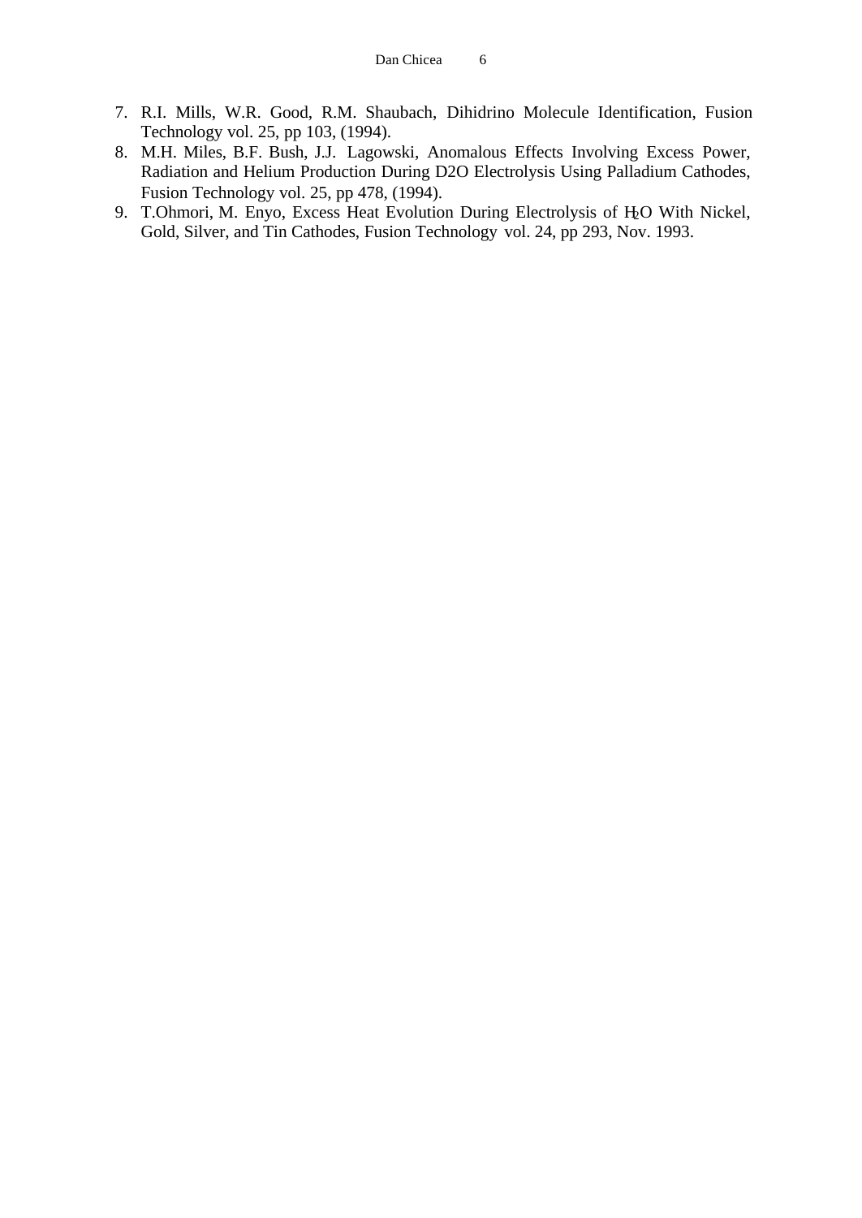7. R.I. Mills, W.R. Good, R.M. Shaubach, Dihidrino Molecule Identification, Fusion Technology vol. 25, pp 103, (1994).
8. M.H. Miles, B.F. Bush, J.J. Lagowski, Anomalous Effects Involving Excess Power, Radiation and Helium Production During D2O Electrolysis Using Palladium Cathodes, Fusion Technology vol. 25, pp 478, (1994).
9. T.Ohmori, M. Enyo, Excess Heat Evolution During Electrolysis of $H_2O$ With Nickel, Gold, Silver, and Tin Cathodes, Fusion Technology vol. 24, pp 293, Nov. 1993.